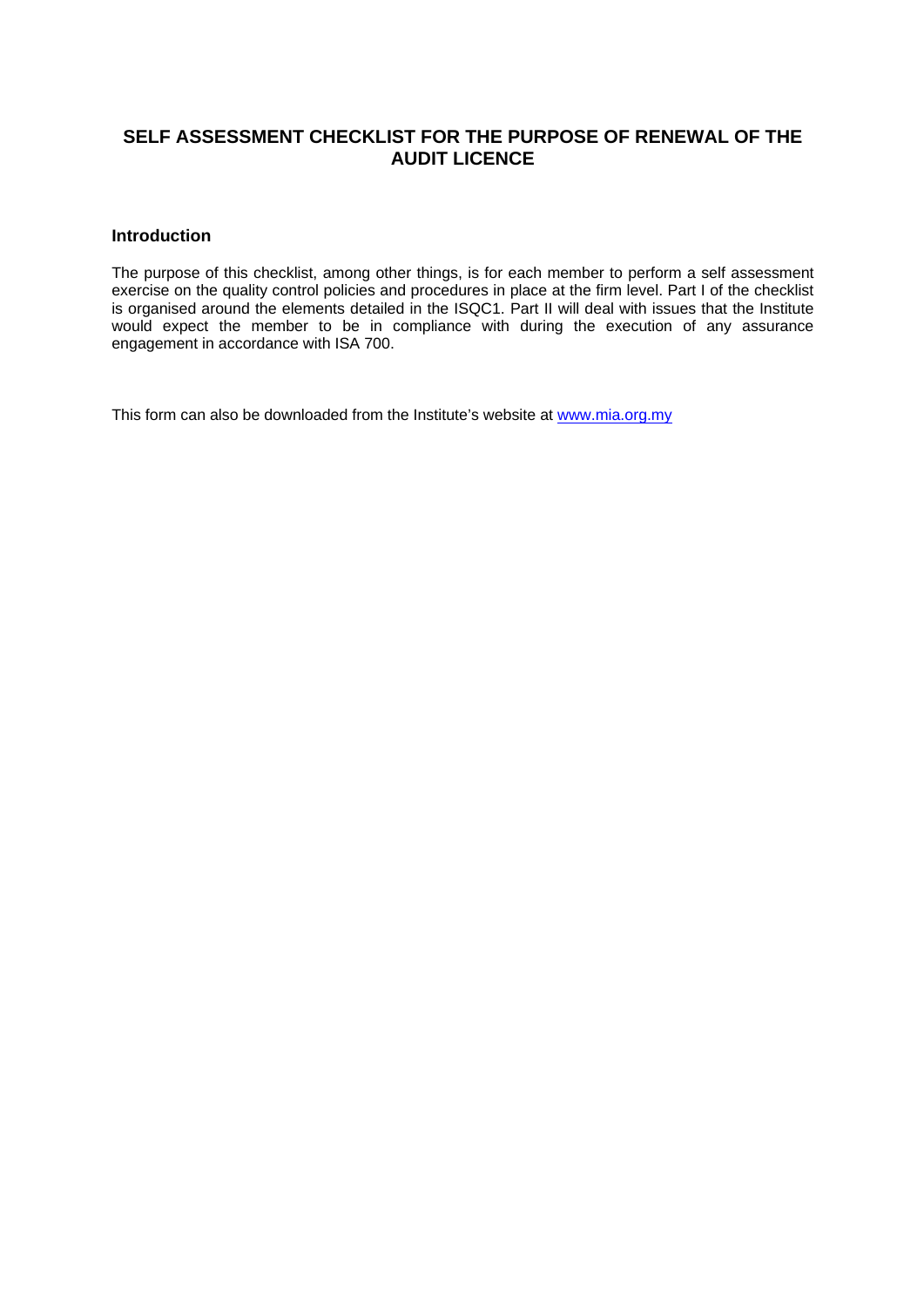# SELF ASSESSMENT CHECKLIST FOR THE PURPOSE OF RENEWAL OF THE AUDIT LICENCE

## Introduction

The purpose of this checklist, among other things, is for each member to perform a self assessment exercise on the quality control policies and procedures in place at the firm level. Part I of the checklist is organised around the elements detailed in the ISQC1. Part II will deal with issues that the Institute would expect the member to be in compliance with during the execution of any assurance engagement in accordance with ISA 700.

This form can also be downloaded from the Institute's website at [www.mia.org.my](http://www.mia.org.my)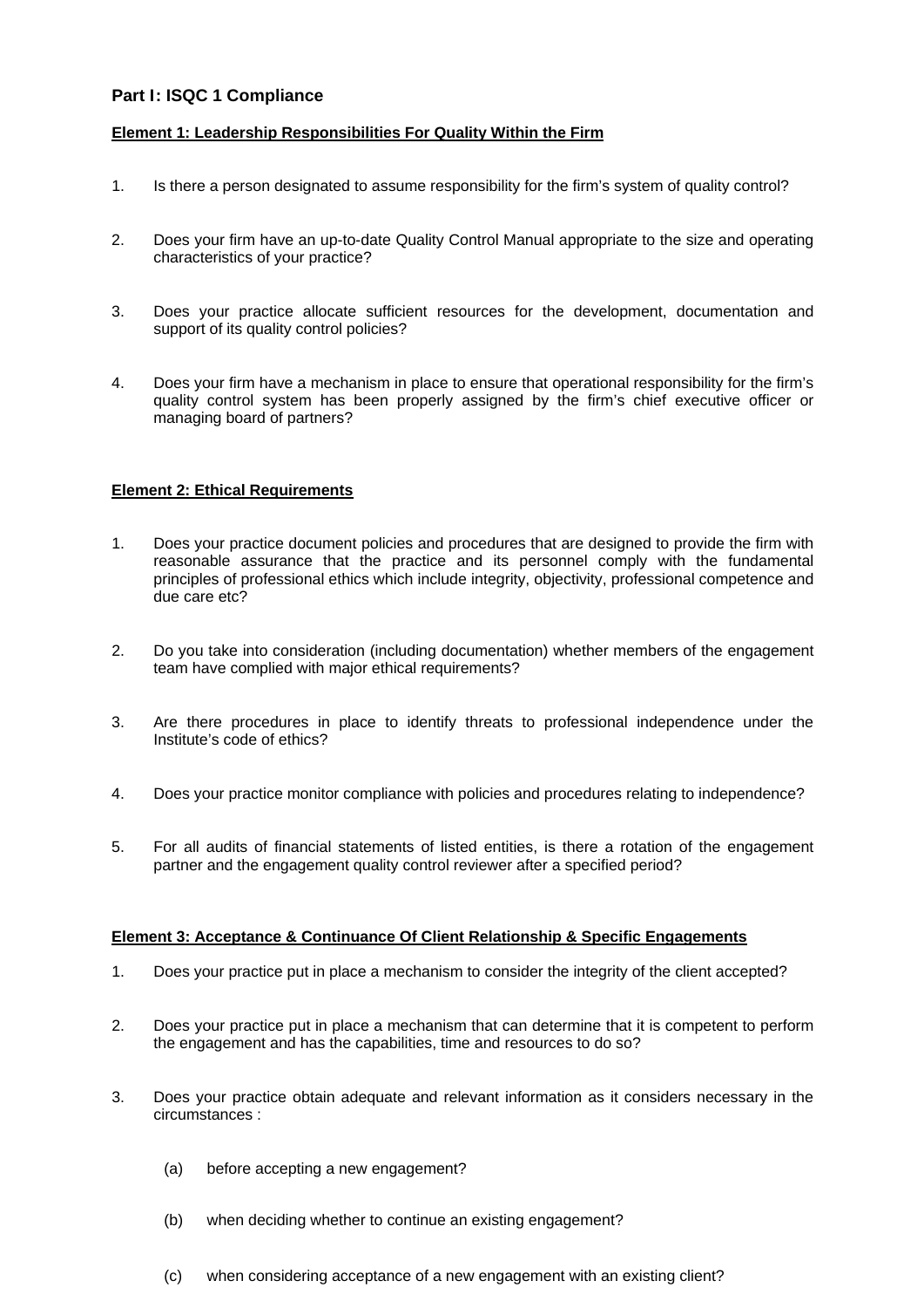## Part I: ISQC 1 Compliance

**Element 1: Leadership Responsibilities For Quality Within the Firm**

1. Is there a person designated to assume responsibility for the firm's system of quality control?

2. Does your firm have an up-to-date Quality Control Manual appropriate to the size and operating characteristics of your practice?

3. Does your practice allocate sufficient resources for the development, documentation and support of its quality control policies?

4. Does your firm have a mechanism in place to ensure that operational responsibility for the firm's quality control system has been properly assigned by the firm's chief executive officer or managing board of partners?

**Element 2: Ethical Requirements**

1. Does your practice document policies and procedures that are designed to provide the firm with reasonable assurance that the practice and its personnel comply with the fundamental principles of professional ethics which include integrity, objectivity, professional competence and due care etc?

2. Do you take into consideration (including documentation) whether members of the engagement team have complied with major ethical requirements?

3. Are there procedures in place to identify threats to professional independence under the Institute's code of ethics?

4. Does your practice monitor compliance with policies and procedures relating to independence?

5. For all audits of financial statements of listed entities, is there a rotation of the engagement partner and the engagement quality control reviewer after a specified period?

**Element 3: Acceptance & Continuance Of Client Relationship & Specific Engagements**

1. Does your practice put in place a mechanism to consider the integrity of the client accepted?

2. Does your practice put in place a mechanism that can determine that it is competent to perform the engagement and has the capabilities, time and resources to do so?

3. Does your practice obtain adequate and relevant information as it considers necessary in the circumstances :

   (a) before accepting a new engagement?

   (b) when deciding whether to continue an existing engagement?

   (c) when considering acceptance of a new engagement with an existing client?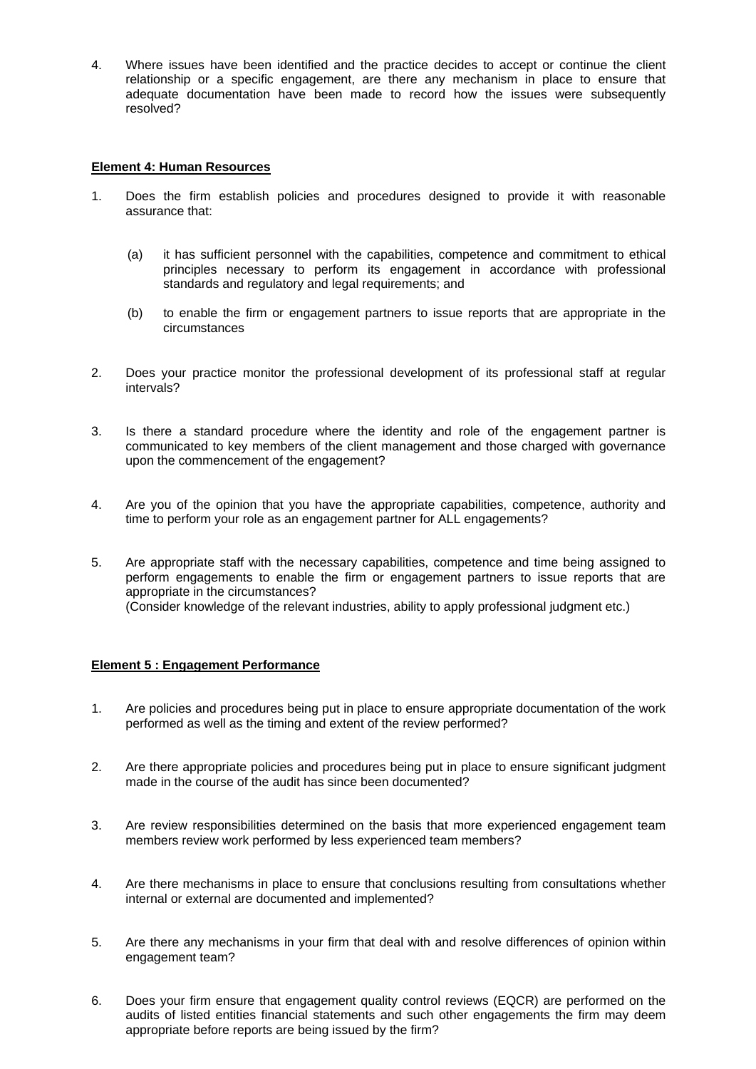4. Where issues have been identified and the practice decides to accept or continue the client relationship or a specific engagement, are there any mechanism in place to ensure that adequate documentation have been made to record how the issues were subsequently resolved?

**Element 4: Human Resources**

1. Does the firm establish policies and procedures designed to provide it with reasonable assurance that:

   (a) it has sufficient personnel with the capabilities, competence and commitment to ethical principles necessary to perform its engagement in accordance with professional standards and regulatory and legal requirements; and

   (b) to enable the firm or engagement partners to issue reports that are appropriate in the circumstances

2. Does your practice monitor the professional development of its professional staff at regular intervals?

3. Is there a standard procedure where the identity and role of the engagement partner is communicated to key members of the client management and those charged with governance upon the commencement of the engagement?

4. Are you of the opinion that you have the appropriate capabilities, competence, authority and time to perform your role as an engagement partner for ALL engagements?

5. Are appropriate staff with the necessary capabilities, competence and time being assigned to perform engagements to enable the firm or engagement partners to issue reports that are appropriate in the circumstances?
   (Consider knowledge of the relevant industries, ability to apply professional judgment etc.)

**Element 5 : Engagement Performance**

1. Are policies and procedures being put in place to ensure appropriate documentation of the work performed as well as the timing and extent of the review performed?

2. Are there appropriate policies and procedures being put in place to ensure significant judgment made in the course of the audit has since been documented?

3. Are review responsibilities determined on the basis that more experienced engagement team members review work performed by less experienced team members?

4. Are there mechanisms in place to ensure that conclusions resulting from consultations whether internal or external are documented and implemented?

5. Are there any mechanisms in your firm that deal with and resolve differences of opinion within engagement team?

6. Does your firm ensure that engagement quality control reviews (EQCR) are performed on the audits of listed entities financial statements and such other engagements the firm may deem appropriate before reports are being issued by the firm?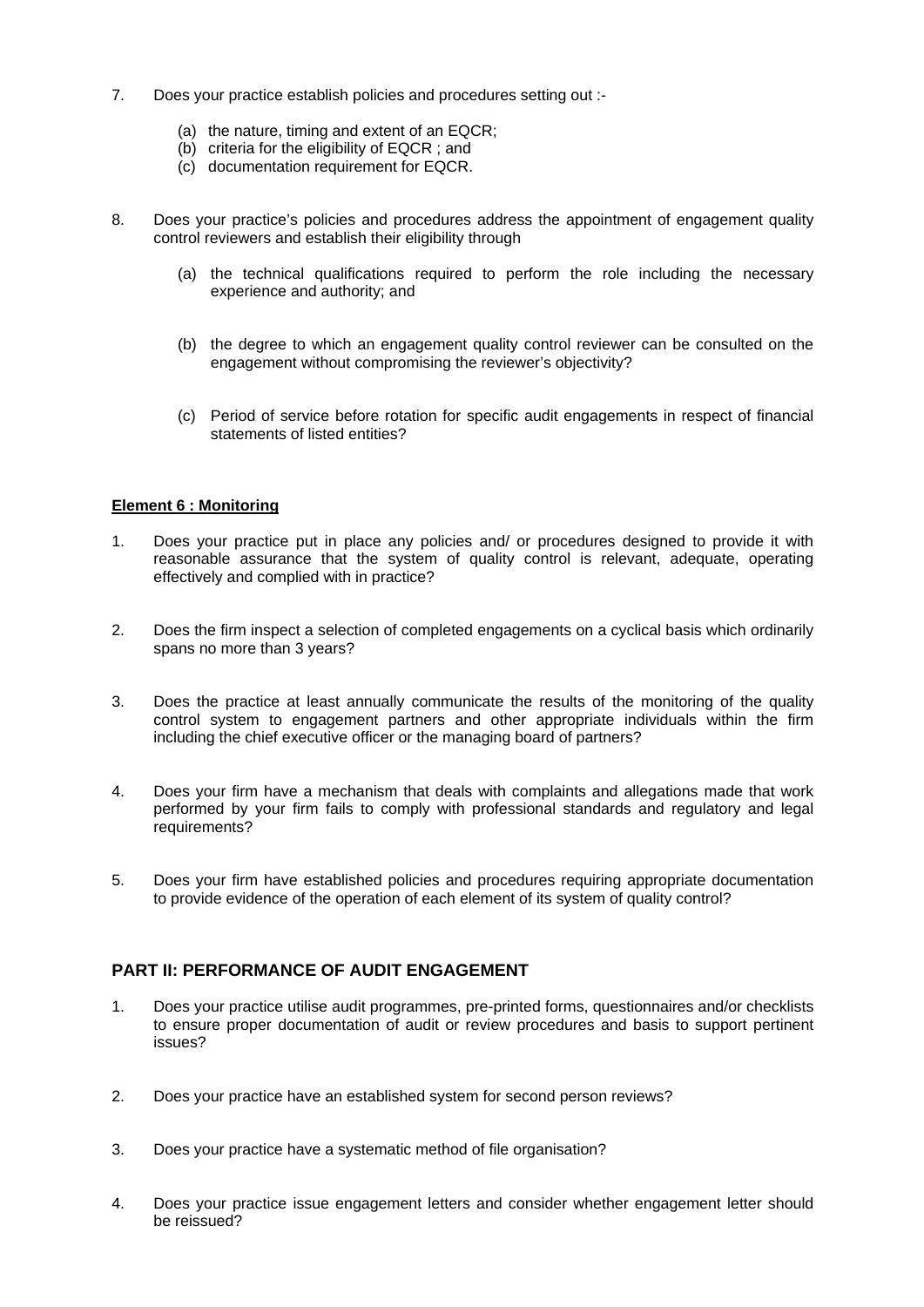7. Does your practice establish policies and procedures setting out :-

   (a) the nature, timing and extent of an EQCR;
   (b) criteria for the eligibility of EQCR ; and
   (c) documentation requirement for EQCR.

8. Does your practice's policies and procedures address the appointment of engagement quality control reviewers and establish their eligibility through

   (a) the technical qualifications required to perform the role including the necessary experience and authority; and

   (b) the degree to which an engagement quality control reviewer can be consulted on the engagement without compromising the reviewer's objectivity?

   (c) Period of service before rotation for specific audit engagements in respect of financial statements of listed entities?

**Element 6 : Monitoring**

1. Does your practice put in place any policies and/ or procedures designed to provide it with reasonable assurance that the system of quality control is relevant, adequate, operating effectively and complied with in practice?

2. Does the firm inspect a selection of completed engagements on a cyclical basis which ordinarily spans no more than 3 years?

3. Does the practice at least annually communicate the results of the monitoring of the quality control system to engagement partners and other appropriate individuals within the firm including the chief executive officer or the managing board of partners?

4. Does your firm have a mechanism that deals with complaints and allegations made that work performed by your firm fails to comply with professional standards and regulatory and legal requirements?

5. Does your firm have established policies and procedures requiring appropriate documentation to provide evidence of the operation of each element of its system of quality control?

## PART II: PERFORMANCE OF AUDIT ENGAGEMENT

1. Does your practice utilise audit programmes, pre-printed forms, questionnaires and/or checklists to ensure proper documentation of audit or review procedures and basis to support pertinent issues?

2. Does your practice have an established system for second person reviews?

3. Does your practice have a systematic method of file organisation?

4. Does your practice issue engagement letters and consider whether engagement letter should be reissued?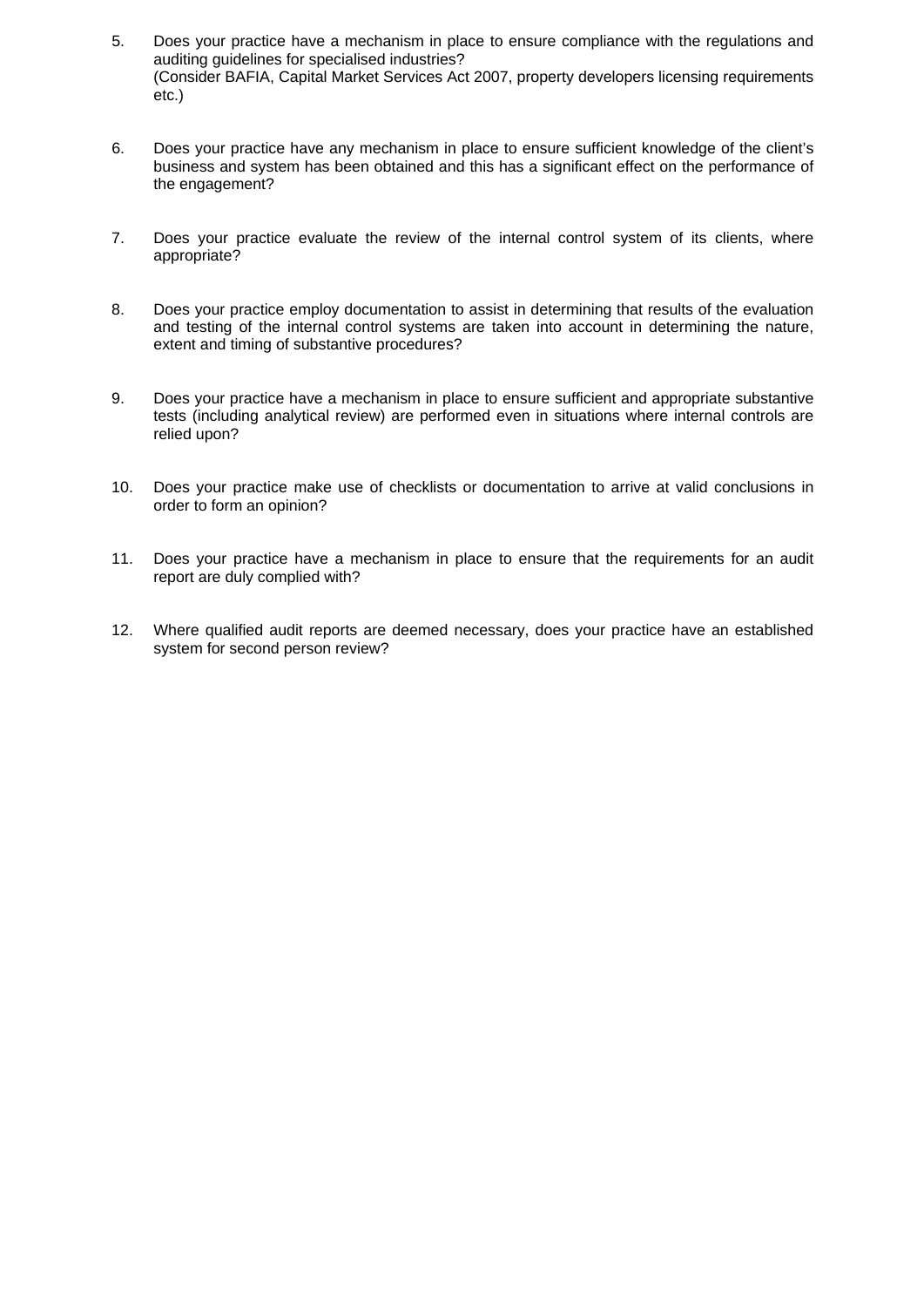5. Does your practice have a mechanism in place to ensure compliance with the regulations and auditing guidelines for specialised industries?
   (Consider BAFIA, Capital Market Services Act 2007, property developers licensing requirements etc.)

6. Does your practice have any mechanism in place to ensure sufficient knowledge of the client's business and system has been obtained and this has a significant effect on the performance of the engagement?

7. Does your practice evaluate the review of the internal control system of its clients, where appropriate?

8. Does your practice employ documentation to assist in determining that results of the evaluation and testing of the internal control systems are taken into account in determining the nature, extent and timing of substantive procedures?

9. Does your practice have a mechanism in place to ensure sufficient and appropriate substantive tests (including analytical review) are performed even in situations where internal controls are relied upon?

10. Does your practice make use of checklists or documentation to arrive at valid conclusions in order to form an opinion?

11. Does your practice have a mechanism in place to ensure that the requirements for an audit report are duly complied with?

12. Where qualified audit reports are deemed necessary, does your practice have an established system for second person review?